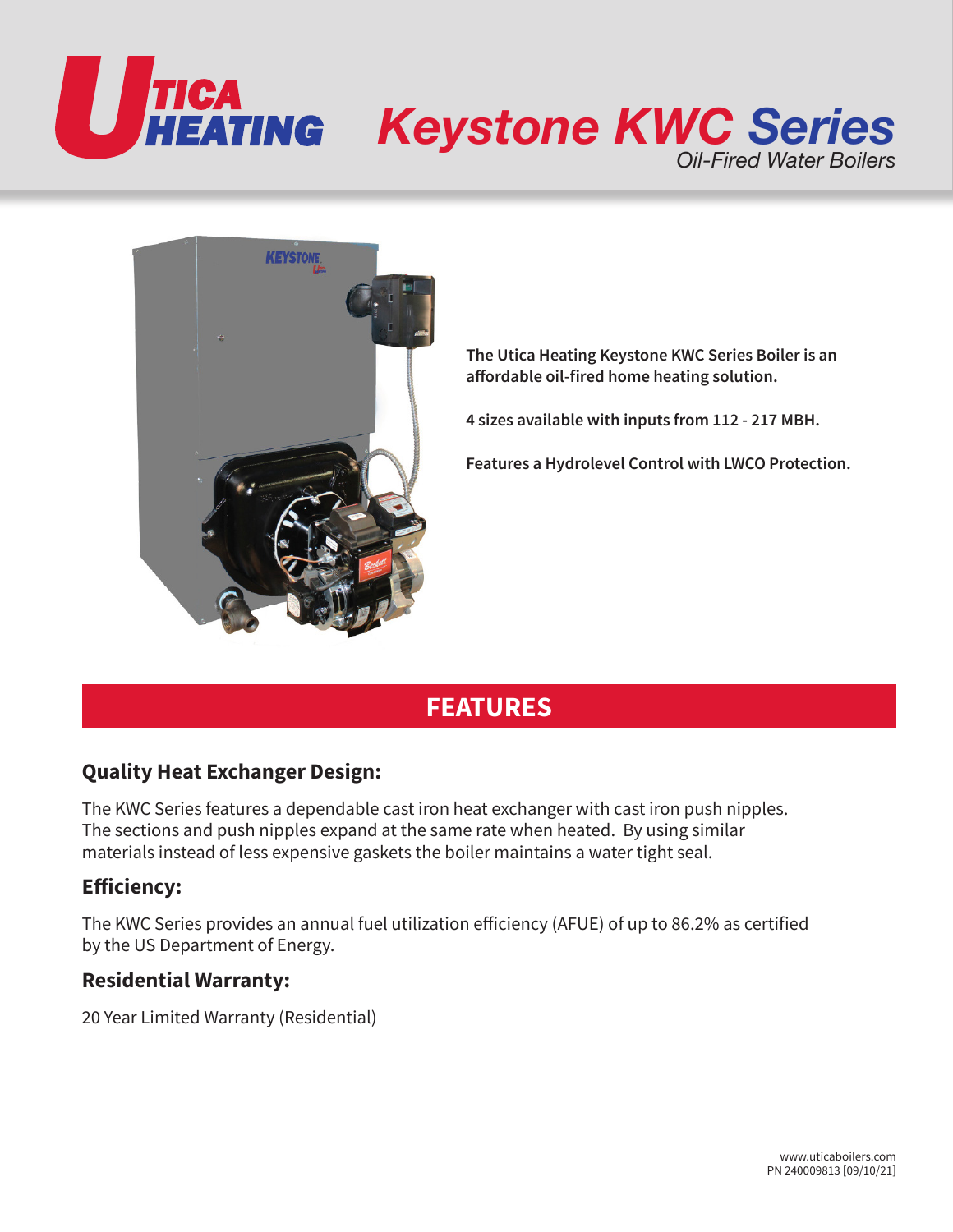# Utica Heating

# Keystone KWC Series

*Oil-Fired Water Boilers*

**The Utica Heating Keystone KWC Series Boiler is an affordable oil-fired home heating solution.**

**4 sizes available with inputs from 112 - 217 MBH.**

**Features a Hydrolevel Control with LWCO Protection.**

## FEATURES

### Quality Heat Exchanger Design:

The KWC Series features a dependable cast iron heat exchanger with cast iron push nipples. The sections and push nipples expand at the same rate when heated. By using similar materials instead of less expensive gaskets the boiler maintains a water tight seal.

### Efficiency:

The KWC Series provides an annual fuel utilization efficiency (AFUE) of up to 86.2% as certified by the US Department of Energy.

### Residential Warranty:

20 Year Limited Warranty (Residential)

www.uticaboilers.com
PN 240009813 [09/10/21]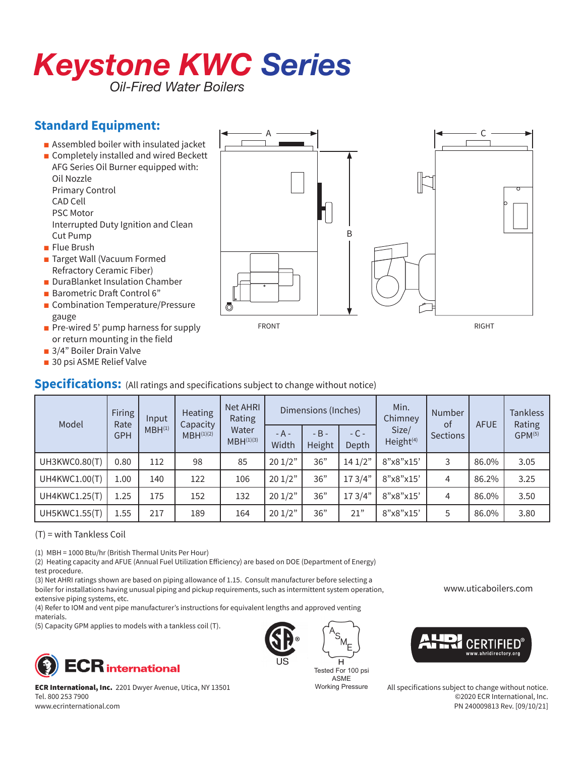# Keystone KWC Series

*Oil-Fired Water Boilers*

## Standard Equipment:

- Assembled boiler with insulated jacket
- Completely installed and wired Beckett AFG Series Oil Burner equipped with:
  Oil Nozzle
  Primary Control
  CAD Cell
  PSC Motor
  Interrupted Duty Ignition and Clean Cut Pump
- Flue Brush
- Target Wall (Vacuum Formed Refractory Ceramic Fiber)
- DuraBlanket Insulation Chamber
- Barometric Draft Control 6"
- Combination Temperature/Pressure gauge
- Pre-wired 5' pump harness for supply or return mounting in the field
- 3/4" Boiler Drain Valve
- 30 psi ASME Relief Valve

A

B

C

FRONT

RIGHT

## Specifications: (All ratings and specifications subject to change without notice)

| Model | Firing Rate GPH | Input MBH(1) | Heating Capacity MBH(1)(2) | Net AHRI Rating Water MBH(1)(3) | Dimensions (Inches) | | | Min. Chimney Size/ Height(4) | Number of Sections | AFUE | Tankless Rating GPM(5) |
|---|---|---|---|---|---|---|---|---|---|---|---|
| | | | | | - A - Width | - B - Height | - C - Depth | | | | |
| UH3KWC0.80(T) | 0.80 | 112 | 98 | 85 | 20 1/2" | 36" | 14 1/2" | 8"x8"x15' | 3 | 86.0% | 3.05 |
| UH4KWC1.00(T) | 1.00 | 140 | 122 | 106 | 20 1/2" | 36" | 17 3/4" | 8"x8"x15' | 4 | 86.2% | 3.25 |
| UH4KWC1.25(T) | 1.25 | 175 | 152 | 132 | 20 1/2" | 36" | 17 3/4" | 8"x8"x15' | 4 | 86.0% | 3.50 |
| UH5KWC1.55(T) | 1.55 | 217 | 189 | 164 | 20 1/2" | 36" | 21" | 8"x8"x15' | 5 | 86.0% | 3.80 |

(T) = with Tankless Coil

(1) MBH = 1000 Btu/hr (British Thermal Units Per Hour)
(2) Heating capacity and AFUE (Annual Fuel Utilization Efficiency) are based on DOE (Department of Energy) test procedure.
(3) Net AHRI ratings shown are based on piping allowance of 1.15. Consult manufacturer before selecting a boiler for installations having unusual piping and pickup requirements, such as intermittent system operation, extensive piping systems, etc.
(4) Refer to IOM and vent pipe manufacturer's instructions for equivalent lengths and approved venting materials.
(5) Capacity GPM applies to models with a tankless coil (T).

www.uticaboilers.com

US

H
Tested For 100 psi
ASME
Working Pressure

AHRI CERTIFIED® www.ahridirectory.org

ECR international

**ECR International, Inc.** 2201 Dwyer Avenue, Utica, NY 13501
Tel. 800 253 7900
www.ecrinternational.com

All specifications subject to change without notice.
©2020 ECR International, Inc.
PN 240009813 Rev. [09/10/21]